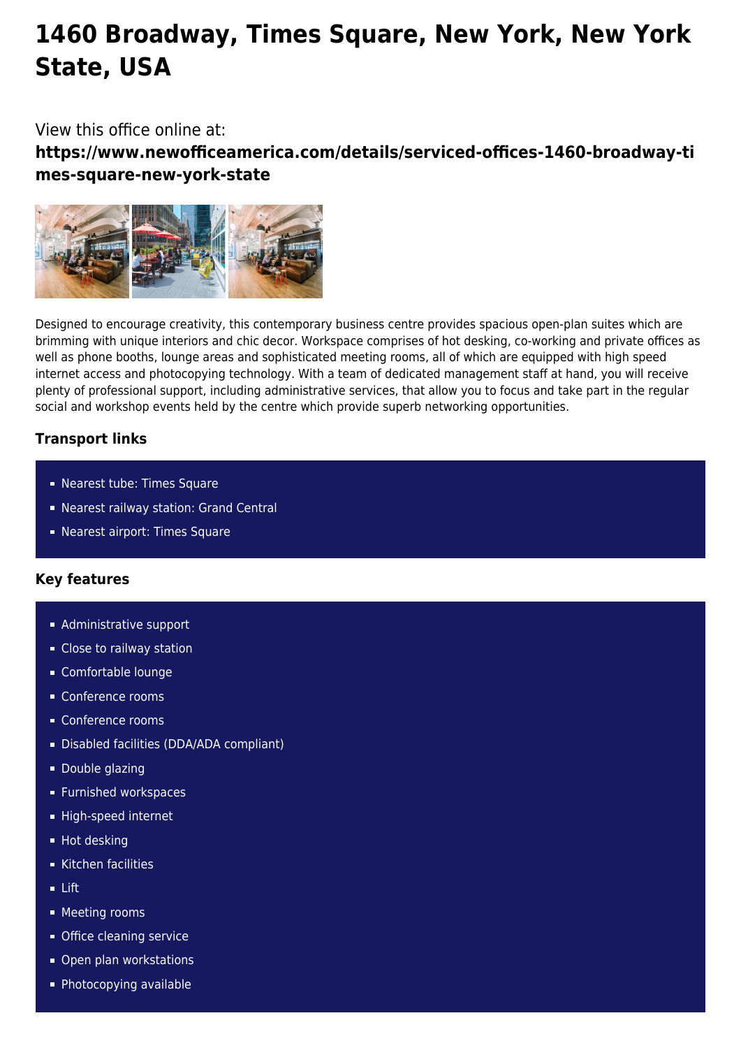# 1460 Broadway, Times Square, New York, New York State, USA

View this office online at:

**https://www.newofficeamerica.com/details/serviced-offices-1460-broadway-times-square-new-york-state**

Designed to encourage creativity, this contemporary business centre provides spacious open-plan suites which are brimming with unique interiors and chic decor. Workspace comprises of hot desking, co-working and private offices as well as phone booths, lounge areas and sophisticated meeting rooms, all of which are equipped with high speed internet access and photocopying technology. With a team of dedicated management staff at hand, you will receive plenty of professional support, including administrative services, that allow you to focus and take part in the regular social and workshop events held by the centre which provide superb networking opportunities.

### Transport links

- Nearest tube: Times Square
- Nearest railway station: Grand Central
- Nearest airport: Times Square

### Key features

- Administrative support
- Close to railway station
- Comfortable lounge
- Conference rooms
- Conference rooms
- Disabled facilities (DDA/ADA compliant)
- Double glazing
- Furnished workspaces
- High-speed internet
- Hot desking
- Kitchen facilities
- Lift
- Meeting rooms
- Office cleaning service
- Open plan workstations
- Photocopying available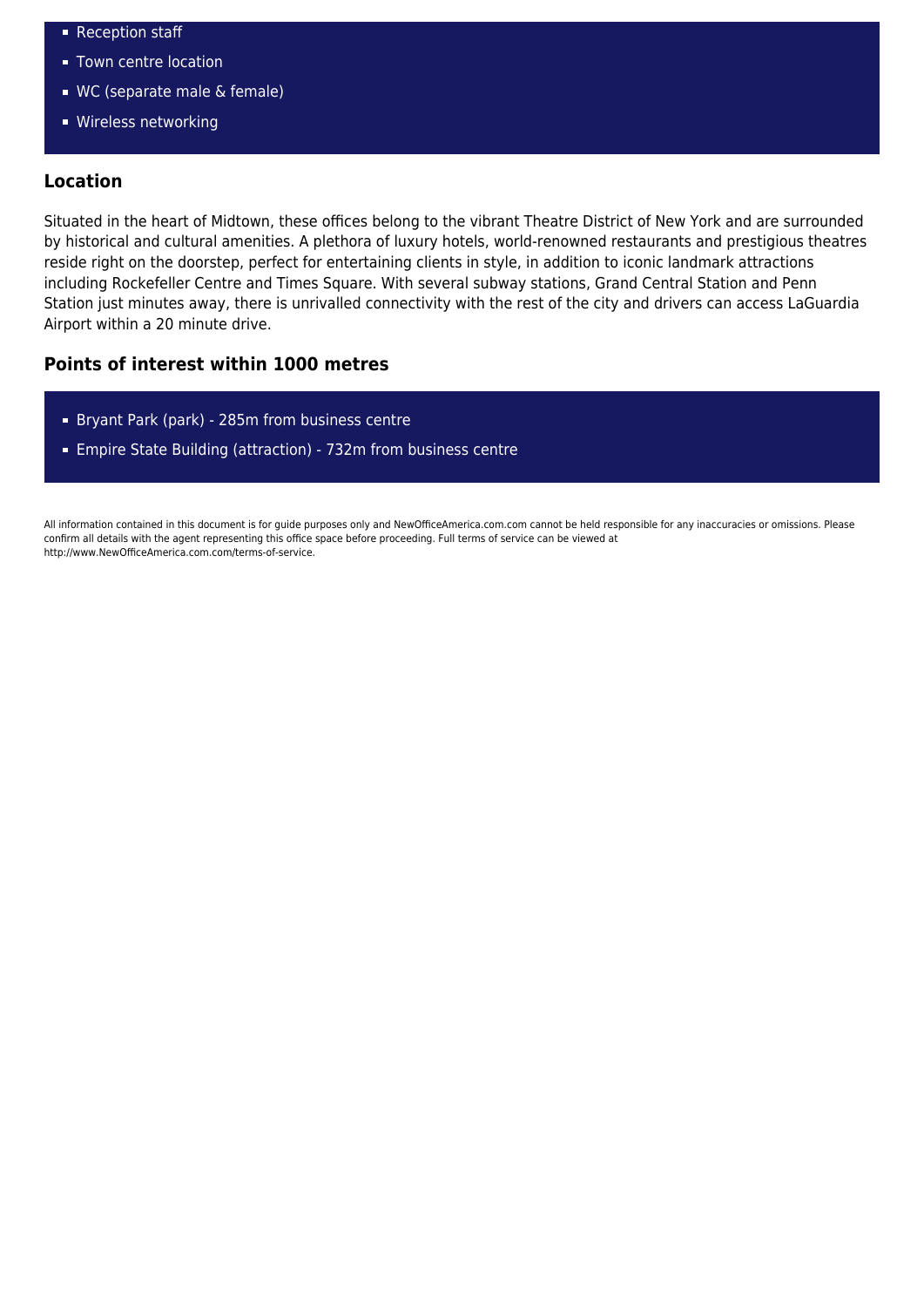- Reception staff
- Town centre location
- WC (separate male & female)
- Wireless networking

## Location

Situated in the heart of Midtown, these offices belong to the vibrant Theatre District of New York and are surrounded by historical and cultural amenities. A plethora of luxury hotels, world-renowned restaurants and prestigious theatres reside right on the doorstep, perfect for entertaining clients in style, in addition to iconic landmark attractions including Rockefeller Centre and Times Square. With several subway stations, Grand Central Station and Penn Station just minutes away, there is unrivalled connectivity with the rest of the city and drivers can access LaGuardia Airport within a 20 minute drive.

## Points of interest within 1000 metres

- Bryant Park (park) - 285m from business centre
- Empire State Building (attraction) - 732m from business centre

All information contained in this document is for guide purposes only and NewOfficeAmerica.com.com cannot be held responsible for any inaccuracies or omissions. Please confirm all details with the agent representing this office space before proceeding. Full terms of service can be viewed at http://www.NewOfficeAmerica.com.com/terms-of-service.